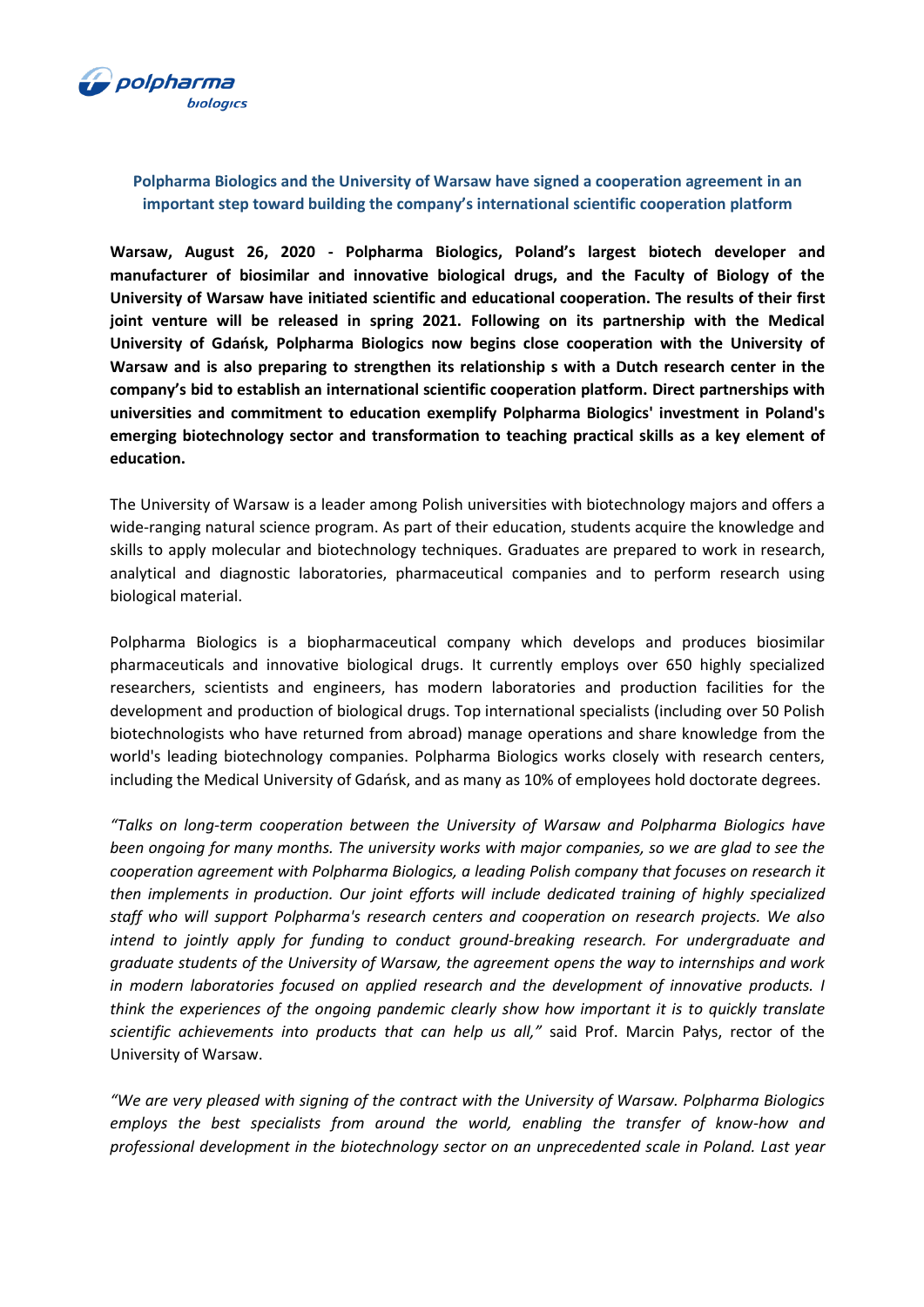## Polpharma Biologics and the University of Warsaw have signed a cooperation agreement in an important step toward building the company's international scientific cooperation platform

**Warsaw, August 26, 2020 - Polpharma Biologics, Poland's largest biotech developer and manufacturer of biosimilar and innovative biological drugs, and the Faculty of Biology of the University of Warsaw have initiated scientific and educational cooperation. The results of their first joint venture will be released in spring 2021. Following on its partnership with the Medical University of Gdańsk, Polpharma Biologics now begins close cooperation with the University of Warsaw and is also preparing to strengthen its relationship s with a Dutch research center in the company's bid to establish an international scientific cooperation platform. Direct partnerships with universities and commitment to education exemplify Polpharma Biologics' investment in Poland's emerging biotechnology sector and transformation to teaching practical skills as a key element of education.**

The University of Warsaw is a leader among Polish universities with biotechnology majors and offers a wide-ranging natural science program. As part of their education, students acquire the knowledge and skills to apply molecular and biotechnology techniques. Graduates are prepared to work in research, analytical and diagnostic laboratories, pharmaceutical companies and to perform research using biological material.

Polpharma Biologics is a biopharmaceutical company which develops and produces biosimilar pharmaceuticals and innovative biological drugs. It currently employs over 650 highly specialized researchers, scientists and engineers, has modern laboratories and production facilities for the development and production of biological drugs. Top international specialists (including over 50 Polish biotechnologists who have returned from abroad) manage operations and share knowledge from the world's leading biotechnology companies. Polpharma Biologics works closely with research centers, including the Medical University of Gdańsk, and as many as 10% of employees hold doctorate degrees.

*"Talks on long-term cooperation between the University of Warsaw and Polpharma Biologics have been ongoing for many months. The university works with major companies, so we are glad to see the cooperation agreement with Polpharma Biologics, a leading Polish company that focuses on research it then implements in production. Our joint efforts will include dedicated training of highly specialized staff who will support Polpharma's research centers and cooperation on research projects. We also intend to jointly apply for funding to conduct ground-breaking research. For undergraduate and graduate students of the University of Warsaw, the agreement opens the way to internships and work in modern laboratories focused on applied research and the development of innovative products. I think the experiences of the ongoing pandemic clearly show how important it is to quickly translate scientific achievements into products that can help us all,"* said Prof. Marcin Pałys, rector of the University of Warsaw.

*"We are very pleased with signing of the contract with the University of Warsaw. Polpharma Biologics employs the best specialists from around the world, enabling the transfer of know-how and professional development in the biotechnology sector on an unprecedented scale in Poland. Last year*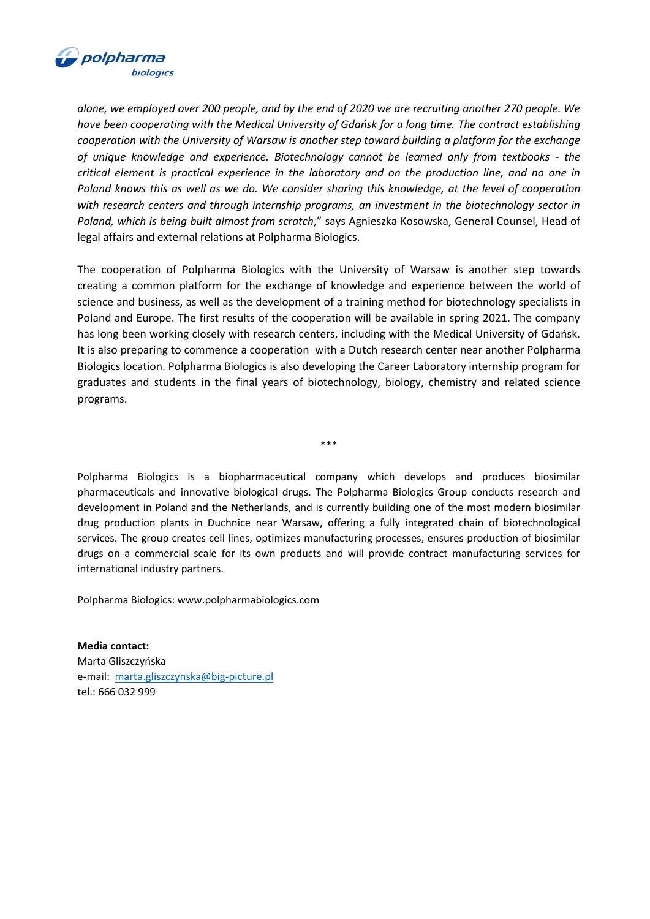*alone, we employed over 200 people, and by the end of 2020 we are recruiting another 270 people. We have been cooperating with the Medical University of Gdańsk for a long time. The contract establishing cooperation with the University of Warsaw is another step toward building a platform for the exchange of unique knowledge and experience. Biotechnology cannot be learned only from textbooks - the critical element is practical experience in the laboratory and on the production line, and no one in Poland knows this as well as we do. We consider sharing this knowledge, at the level of cooperation with research centers and through internship programs, an investment in the biotechnology sector in Poland, which is being built almost from scratch*," says Agnieszka Kosowska, General Counsel, Head of legal affairs and external relations at Polpharma Biologics.

The cooperation of Polpharma Biologics with the University of Warsaw is another step towards creating a common platform for the exchange of knowledge and experience between the world of science and business, as well as the development of a training method for biotechnology specialists in Poland and Europe. The first results of the cooperation will be available in spring 2021. The company has long been working closely with research centers, including with the Medical University of Gdańsk. It is also preparing to commence a cooperation with a Dutch research center near another Polpharma Biologics location. Polpharma Biologics is also developing the Career Laboratory internship program for graduates and students in the final years of biotechnology, biology, chemistry and related science programs.

***

Polpharma Biologics is a biopharmaceutical company which develops and produces biosimilar pharmaceuticals and innovative biological drugs. The Polpharma Biologics Group conducts research and development in Poland and the Netherlands, and is currently building one of the most modern biosimilar drug production plants in Duchnice near Warsaw, offering a fully integrated chain of biotechnological services. The group creates cell lines, optimizes manufacturing processes, ensures production of biosimilar drugs on a commercial scale for its own products and will provide contract manufacturing services for international industry partners.

Polpharma Biologics: www.polpharmabiologics.com

**Media contact:**
Marta Gliszczyńska
e-mail: marta.gliszczynska@big-picture.pl
tel.: 666 032 999